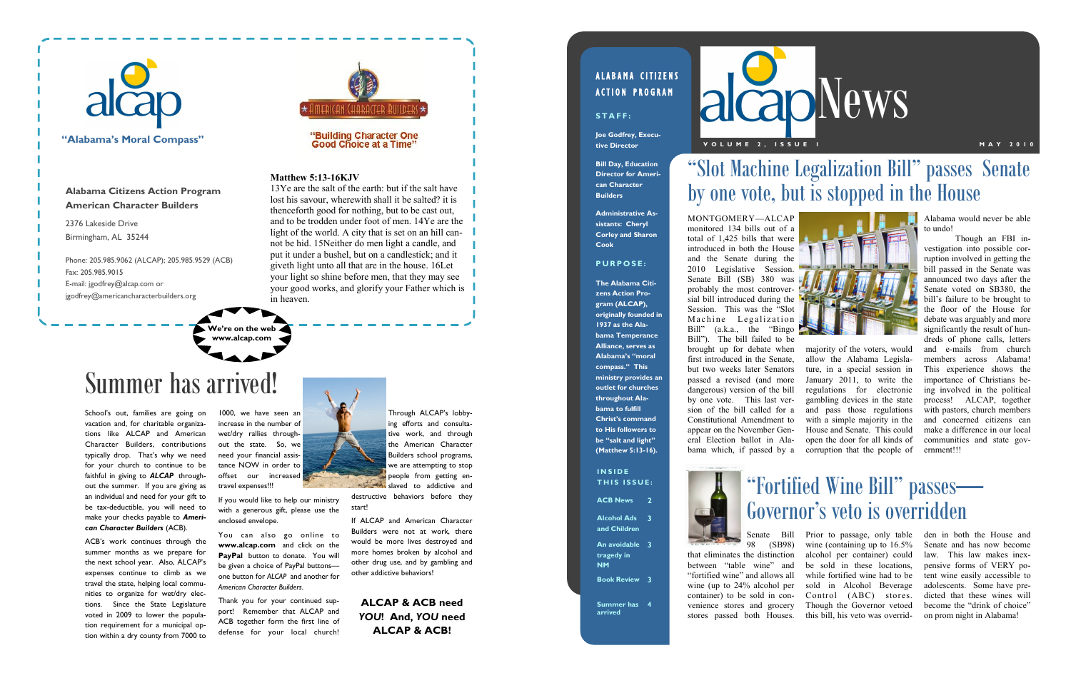alcap

**"Alabama's Moral Compass"**

AMERICAN CHARACTER BUILDERS

"Building Character One Good Choice at a Time"

**Alabama Citizens Action Program**
**American Character Builders**

2376 Lakeside Drive
Birmingham, AL 35244

Phone: 205.985.9062 (ALCAP); 205.985.9529 (ACB)
Fax: 205.985.9015
E-mail: jgodfrey@alcap.com or
jgodfrey@americancharacterbuilders.org

**Matthew 5:13-16KJV**

13Ye are the salt of the earth: but if the salt have lost his savour, wherewith shall it be salted? it is thenceforth good for nothing, but to be cast out, and to be trodden under foot of men. 14Ye are the light of the world. A city that is set on an hill cannot be hid. 15Neither do men light a candle, and put it under a bushel, but on a candlestick; and it giveth light unto all that are in the house. 16Let your light so shine before men, that they may see your good works, and glorify your Father which is in heaven.

**We're on the web**
**www.alcap.com**

# Summer has arrived!

School's out, families are going on vacation and, for charitable organizations like ALCAP and American Character Builders, contributions typically drop. That's why we need for your church to continue to be faithful in giving to ***ALCAP*** throughout the summer. If you are giving as an individual and need for your gift to be tax-deductible, you will need to make your checks payable to ***American Character Builders*** (ACB).

ACB's work continues through the summer months as we prepare for the next school year. Also, ALCAP's expenses continue to climb as we travel the state, helping local communities to organize for wet/dry elections. Since the State Legislature voted in 2009 to lower the population requirement for a municipal option within a dry county from 7000 to 1000, we have seen an increase in the number of wet/dry rallies throughout the state. So, we need your financial assistance NOW in order to offset our increased travel expenses!!!

If you would like to help our ministry with a generous gift, please use the enclosed envelope.

You can also go online to **www.alcap.com** and click on the **PayPal** button to donate. You will be given a choice of PayPal buttons—one button for *ALCAP* and another for *American Character Builders*.

Thank you for your continued support! Remember that ALCAP and ACB together form the first line of defense for your local church!

Through ALCAP's lobbying efforts and consultative work, and through the American Character Builders school programs, we are attempting to stop people from getting enslaved to addictive and destructive behaviors before they start!

If ALCAP and American Character Builders were not at work, there would be more lives destroyed and more homes broken by alcohol and other drug use, and by gambling and other addictive behaviors!

**ALCAP & ACB need *YOU*! And, *YOU* need ALCAP & ACB!**

---

**ALABAMA CITIZENS ACTION PROGRAM**

**STAFF:**

**Joe Godfrey, Executive Director**

**Bill Day, Education Director for American Character Builders**

**Administrative Assistants: Cheryl Corley and Sharon Cook**

**PURPOSE:**

**The Alabama Citizens Action Program (ALCAP), originally founded in 1937 as the Alabama Temperance Alliance, serves as Alabama's "moral compass." This ministry provides an outlet for churches throughout Alabama to fulfill Christ's command to His followers to be "salt and light" (Matthew 5:13-16).**

**INSIDE THIS ISSUE:**

| | |
|---|---|
| ACB News | 2 |
| Alcohol Ads and Children | 3 |
| An avoidable tragedy in NM | 3 |
| Book Review | 3 |
| Summer has arrived | 4 |

# alcapNews

VOLUME 2, ISSUE 1 — MAY 2010

## "Slot Machine Legalization Bill" passes Senate by one vote, but is stopped in the House

MONTGOMERY—ALCAP monitored 134 bills out of a total of 1,425 bills that were introduced in both the House and the Senate during the 2010 Legislative Session. Senate Bill (SB) 380 was probably the most controversial bill introduced during the Session. This was the "Slot Machine Legalization Bill" (a.k.a., the "Bingo Bill"). The bill failed to be brought up for debate when first introduced in the Senate, but two weeks later Senators passed a revised (and more dangerous) version of the bill by one vote. This last version of the bill called for a Constitutional Amendment to appear on the November General Election ballot in Alabama which, if passed by a majority of the voters, would allow the Alabama Legislature, in a special session in January 2011, to write the regulations for electronic gambling devices in the state and pass those regulations with a simple majority in the House and Senate. This could open the door for all kinds of corruption that the people of Alabama would never be able to undo!

Though an FBI investigation into possible corruption involved in getting the bill passed in the Senate was announced two days after the Senate voted on SB380, the bill's failure to be brought to the floor of the House for debate was arguably and more significantly the result of hundreds of phone calls, letters and e-mails from church members across Alabama! This experience shows the importance of Christians being involved in the political process! ALCAP, together with pastors, church members and concerned citizens can make a difference in our local communities and state government!!!

## "Fortified Wine Bill" passes—Governor's veto is overridden

Senate Bill 98 (SB98) that eliminates the distinction between "table wine" and "fortified wine" and allows all wine (up to 24% alcohol per container) to be sold in convenience stores and grocery stores passed both Houses. Prior to passage, only table wine (containing up to 16.5% alcohol per container) could be sold in these locations, while fortified wine had to be sold in Alcohol Beverage Control (ABC) stores. Though the Governor vetoed this bill, his veto was overridden in both the House and Senate and has now become law. This law makes inexpensive forms of VERY potent wine easily accessible to adolescents. Some have predicted that these wines will become the "drink of choice" on prom night in Alabama!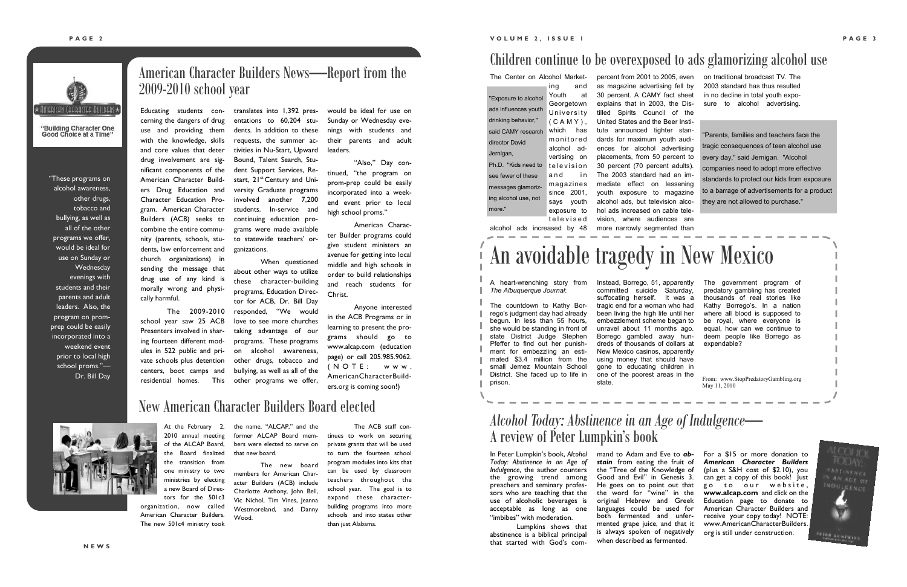# American Character Builders News—Report from the 2009-2010 school year

"Building Character One Good Choice at a Time"

"These programs on alcohol awareness, other drugs, tobacco and bullying, as well as all of the other programs we offer, would be ideal for use on Sunday or Wednesday evenings with students and their parents and adult leaders. Also, the program on prom-prep could be easily incorporated into a weekend event prior to local high school proms."— Dr. Bill Day

Educating students concerning the dangers of drug use and providing them with the knowledge, skills and core values that deter drug involvement are significant components of the American Character Builders Drug Education and Character Education Program. American Character Builders (ACB) seeks to combine the entire community (parents, schools, students, law enforcement and church organizations) in sending the message that drug use of any kind is morally wrong and physically harmful.

The 2009-2010 school year saw 25 ACB Presenters involved in sharing fourteen different modules in 522 public and private schools plus detention centers, boot camps and residential homes. This translates into 1,392 presentations to 60,204 students. In addition to these requests, the summer activities in Nu-Start, Upward Bound, Talent Search, Student Support Services, Restart, 21st Century and University Graduate programs involved another 7,200 students. In-service and continuing education programs were made available to statewide teachers' organizations.

When questioned about other ways to utilize these character-building programs, Education Director for ACB, Dr. Bill Day responded, "We would love to see more churches taking advantage of our programs. These programs on alcohol awareness, other drugs, tobacco and bullying, as well as all of the other programs we offer, would be ideal for use on Sunday or Wednesday evenings with students and their parents and adult leaders.

"Also," Day continued, "the program on prom-prep could be easily incorporated into a weekend event prior to local high school proms."

American Character Builder programs could give student ministers an avenue for getting into local middle and high schools in order to build relationships and reach students for Christ.

Anyone interested in the ACB Programs or in learning to present the programs should go to www.alcap.com (education page) or call 205.985.9062. (NOTE: www.AmericanCharacterBuilders.org is coming soon!)

# New American Character Builders Board elected

At the February 2, 2010 annual meeting of the ALCAP Board, the Board finalized the transition from one ministry to two ministries by electing a new Board of Directors for the 501c3 organization, now called American Character Builders. The new 501c4 ministry took the name, "ALCAP," and the former ALCAP Board members were elected to serve on that new board.

The new board members for American Character Builders (ACB) include Charlotte Anthony, John Bell, Vic Nichol, Tim Vines, Jeanna Westmoreland, and Danny Wood.

The ACB staff continues to work on securing private grants that will be used to turn the fourteen school program modules into kits that can be used by classroom teachers throughout the school year. The goal is to expand these character-building programs into more schools and into states other than just Alabama.

# Children continue to be overexposed to ads glamorizing alcohol use

"Exposure to alcohol ads influences youth drinking behavior," said CAMY research director David Jernigan, Ph.D. "Kids need to see fewer of these messages glamorizing alcohol use, not more."

The Center on Alcohol Marketing and Youth at Georgetown University (CAMY), which has monitored alcohol advertising on television and in magazines since 2001, says youth exposure to televised alcohol ads increased by 48 percent from 2001 to 2005, even as magazine advertising fell by 30 percent. A CAMY fact sheet explains that in 2003, the Distilled Spirits Council of the United States and the Beer Institute announced tighter standards for maximum youth audiences for alcohol advertising placements, from 50 percent to 30 percent (70 percent adults). The 2003 standard had an immediate effect on lessening youth exposure to magazine alcohol ads, but television alcohol ads increased on cable television, where audiences are more narrowly segmented than on traditional broadcast TV. The 2003 standard has thus resulted in no decline in total youth exposure to alcohol advertising.

"Parents, families and teachers face the tragic consequences of teen alcohol use every day," said Jernigan. "Alcohol companies need to adopt more effective standards to protect our kids from exposure to a barrage of advertisements for a product they are not allowed to purchase."

# An avoidable tragedy in New Mexico

A heart-wrenching story from *The Albuquerque Journal*:

The countdown to Kathy Borrego's judgment day had already begun. In less than 55 hours, she would be standing in front of state District Judge Stephen Pfeffer to find out her punishment for embezzling an estimated $3.4 million from the small Jemez Mountain School District. She faced up to life in prison.

Instead, Borrego, 51, apparently committed suicide Saturday, suffocating herself. It was a tragic end for a woman who had been living the high life until her embezzlement scheme began to unravel about 11 months ago. Borrego gambled away hundreds of thousands of dollars at New Mexico casinos, apparently using money that should have gone to educating children in one of the poorest areas in the state.

The government program of predatory gambling has created thousands of real stories like Kathy Borrego's. In a nation where all blood is supposed to be royal, where everyone is equal, how can we continue to deem people like Borrego as expendable?

From: www.StopPredatoryGambling.org May 11, 2010

# *Alcohol Today: Abstinence in an Age of Indulgence*—A review of Peter Lumpkin's book

In Peter Lumpkin's book, *Alcohol Today: Abstinence in an Age of Indulgence*, the author counters the growing trend among preachers and seminary professors who are teaching that the use of alcoholic beverages is acceptable as long as one "imbibes" with moderation.

Lumpkins shows that abstinence is a biblical principal that started with God's command to Adam and Eve to ***abstain*** from eating the fruit of the "Tree of the Knowledge of Good and Evil" in Genesis 3. He goes on to point out that the word for "wine" in the original Hebrew and Greek languages could be used for both fermented and unfermented grape juice, and that it is always spoken of negatively when described as fermented.

For a $15 or more donation to ***American Character Builders*** (plus a S&H cost of $2.10), you can get a copy of this book! Just go to our website, **www.alcap.com** and click on the Education page to donate to American Character Builders and receive your copy today! NOTE: www.AmericanCharacterBuilders.org is still under construction.